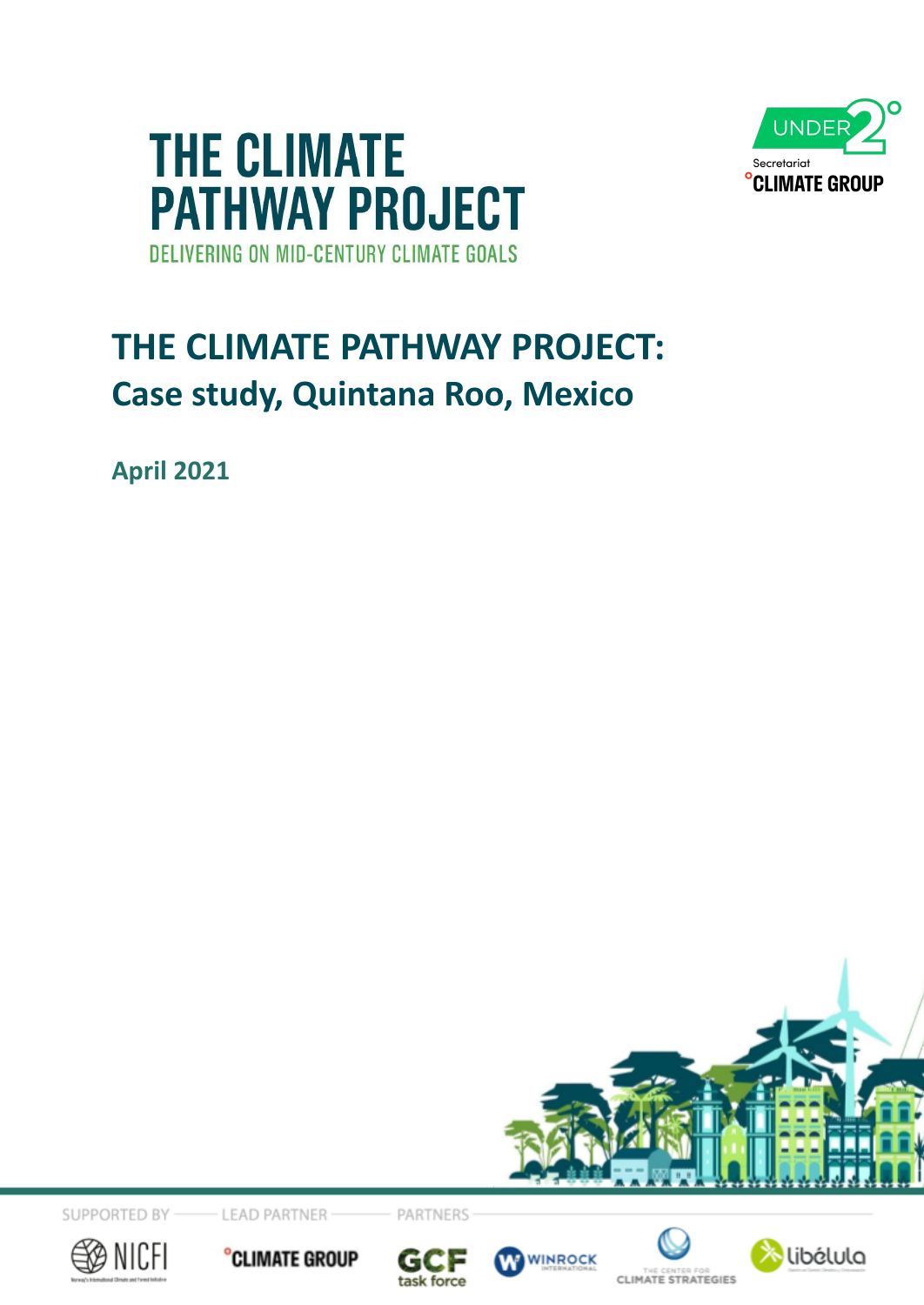# THE CLIMATE PATHWAY PROJECT

DELIVERING ON MID-CENTURY CLIMATE GOALS

UNDER2° Secretariat CLIMATE GROUP

## THE CLIMATE PATHWAY PROJECT: Case study, Quintana Roo, Mexico

**April 2021**

SUPPORTED BY: NICFI

LEAD PARTNER: CLIMATE GROUP

PARTNERS: GCF task force, WINROCK INTERNATIONAL, THE CENTER FOR CLIMATE STRATEGIES, libélula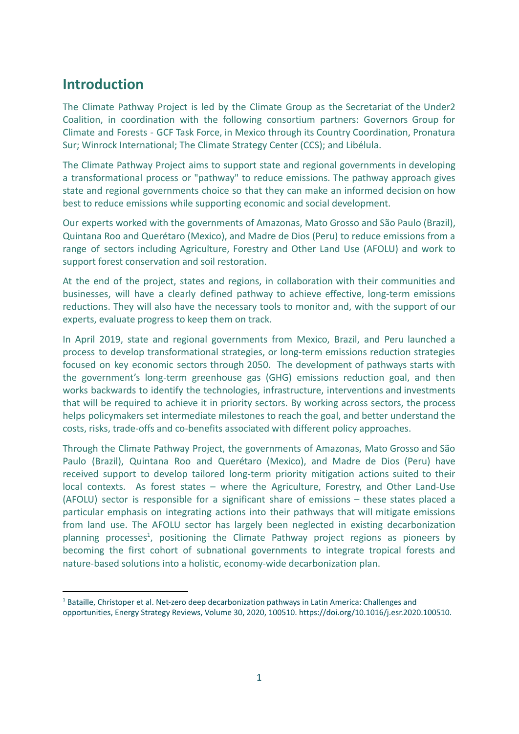## Introduction

The Climate Pathway Project is led by the Climate Group as the Secretariat of the Under2 Coalition, in coordination with the following consortium partners: Governors Group for Climate and Forests - GCF Task Force, in Mexico through its Country Coordination, Pronatura Sur; Winrock International; The Climate Strategy Center (CCS); and Libélula.

The Climate Pathway Project aims to support state and regional governments in developing a transformational process or "pathway" to reduce emissions. The pathway approach gives state and regional governments choice so that they can make an informed decision on how best to reduce emissions while supporting economic and social development.

Our experts worked with the governments of Amazonas, Mato Grosso and São Paulo (Brazil), Quintana Roo and Querétaro (Mexico), and Madre de Dios (Peru) to reduce emissions from a range of sectors including Agriculture, Forestry and Other Land Use (AFOLU) and work to support forest conservation and soil restoration.

At the end of the project, states and regions, in collaboration with their communities and businesses, will have a clearly defined pathway to achieve effective, long-term emissions reductions. They will also have the necessary tools to monitor and, with the support of our experts, evaluate progress to keep them on track.

In April 2019, state and regional governments from Mexico, Brazil, and Peru launched a process to develop transformational strategies, or long-term emissions reduction strategies focused on key economic sectors through 2050. The development of pathways starts with the government's long-term greenhouse gas (GHG) emissions reduction goal, and then works backwards to identify the technologies, infrastructure, interventions and investments that will be required to achieve it in priority sectors. By working across sectors, the process helps policymakers set intermediate milestones to reach the goal, and better understand the costs, risks, trade-offs and co-benefits associated with different policy approaches.

Through the Climate Pathway Project, the governments of Amazonas, Mato Grosso and São Paulo (Brazil), Quintana Roo and Querétaro (Mexico), and Madre de Dios (Peru) have received support to develop tailored long-term priority mitigation actions suited to their local contexts. As forest states – where the Agriculture, Forestry, and Other Land-Use (AFOLU) sector is responsible for a significant share of emissions – these states placed a particular emphasis on integrating actions into their pathways that will mitigate emissions from land use. The AFOLU sector has largely been neglected in existing decarbonization planning processes[1], positioning the Climate Pathway project regions as pioneers by becoming the first cohort of subnational governments to integrate tropical forests and nature-based solutions into a holistic, economy-wide decarbonization plan.

[1] Bataille, Christoper et al. Net-zero deep decarbonization pathways in Latin America: Challenges and opportunities, Energy Strategy Reviews, Volume 30, 2020, 100510. https://doi.org/10.1016/j.esr.2020.100510.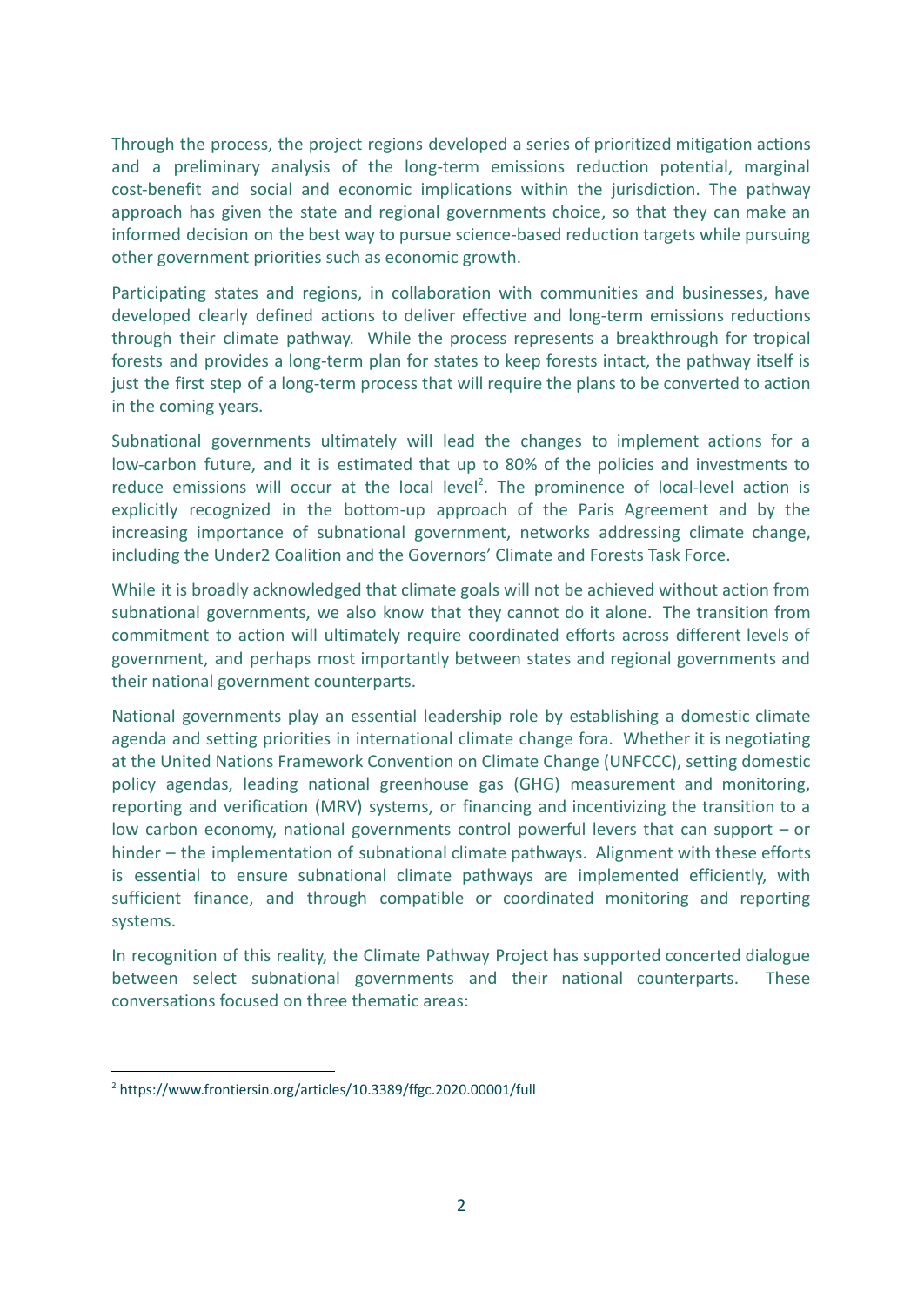Through the process, the project regions developed a series of prioritized mitigation actions and a preliminary analysis of the long-term emissions reduction potential, marginal cost-benefit and social and economic implications within the jurisdiction. The pathway approach has given the state and regional governments choice, so that they can make an informed decision on the best way to pursue science-based reduction targets while pursuing other government priorities such as economic growth.

Participating states and regions, in collaboration with communities and businesses, have developed clearly defined actions to deliver effective and long-term emissions reductions through their climate pathway. While the process represents a breakthrough for tropical forests and provides a long-term plan for states to keep forests intact, the pathway itself is just the first step of a long-term process that will require the plans to be converted to action in the coming years.

Subnational governments ultimately will lead the changes to implement actions for a low-carbon future, and it is estimated that up to 80% of the policies and investments to reduce emissions will occur at the local level[2]. The prominence of local-level action is explicitly recognized in the bottom-up approach of the Paris Agreement and by the increasing importance of subnational government, networks addressing climate change, including the Under2 Coalition and the Governors' Climate and Forests Task Force.

While it is broadly acknowledged that climate goals will not be achieved without action from subnational governments, we also know that they cannot do it alone. The transition from commitment to action will ultimately require coordinated efforts across different levels of government, and perhaps most importantly between states and regional governments and their national government counterparts.

National governments play an essential leadership role by establishing a domestic climate agenda and setting priorities in international climate change fora. Whether it is negotiating at the United Nations Framework Convention on Climate Change (UNFCCC), setting domestic policy agendas, leading national greenhouse gas (GHG) measurement and monitoring, reporting and verification (MRV) systems, or financing and incentivizing the transition to a low carbon economy, national governments control powerful levers that can support – or hinder – the implementation of subnational climate pathways. Alignment with these efforts is essential to ensure subnational climate pathways are implemented efficiently, with sufficient finance, and through compatible or coordinated monitoring and reporting systems.

In recognition of this reality, the Climate Pathway Project has supported concerted dialogue between select subnational governments and their national counterparts. These conversations focused on three thematic areas:

[2] https://www.frontiersin.org/articles/10.3389/ffgc.2020.00001/full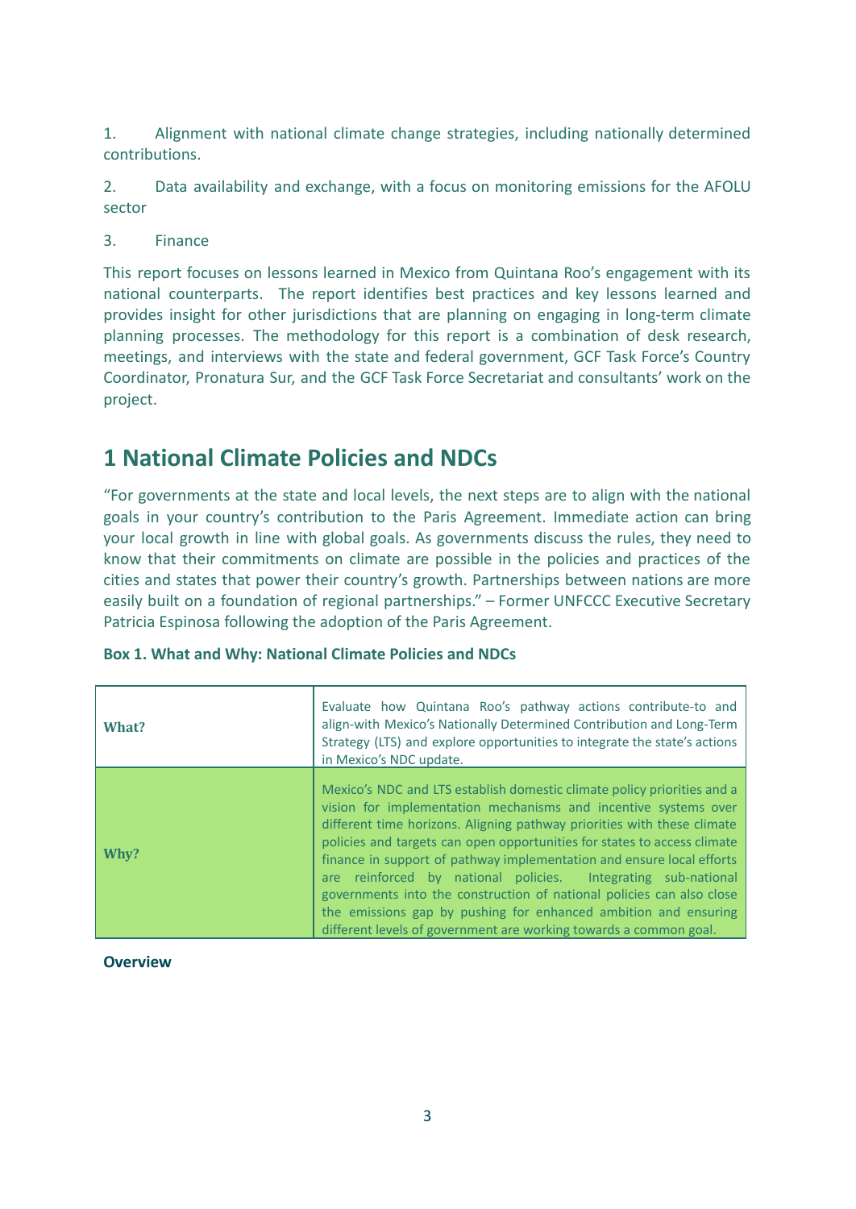1. Alignment with national climate change strategies, including nationally determined contributions.

2. Data availability and exchange, with a focus on monitoring emissions for the AFOLU sector

3. Finance

This report focuses on lessons learned in Mexico from Quintana Roo's engagement with its national counterparts. The report identifies best practices and key lessons learned and provides insight for other jurisdictions that are planning on engaging in long-term climate planning processes. The methodology for this report is a combination of desk research, meetings, and interviews with the state and federal government, GCF Task Force's Country Coordinator, Pronatura Sur, and the GCF Task Force Secretariat and consultants' work on the project.

# 1 National Climate Policies and NDCs

"For governments at the state and local levels, the next steps are to align with the national goals in your country's contribution to the Paris Agreement. Immediate action can bring your local growth in line with global goals. As governments discuss the rules, they need to know that their commitments on climate are possible in the policies and practices of the cities and states that power their country's growth. Partnerships between nations are more easily built on a foundation of regional partnerships." – Former UNFCCC Executive Secretary Patricia Espinosa following the adoption of the Paris Agreement.

**Box 1. What and Why: National Climate Policies and NDCs**

| | |
|---|---|
| **What?** | Evaluate how Quintana Roo's pathway actions contribute-to and align-with Mexico's Nationally Determined Contribution and Long-Term Strategy (LTS) and explore opportunities to integrate the state's actions in Mexico's NDC update. |
| **Why?** | Mexico's NDC and LTS establish domestic climate policy priorities and a vision for implementation mechanisms and incentive systems over different time horizons. Aligning pathway priorities with these climate policies and targets can open opportunities for states to access climate finance in support of pathway implementation and ensure local efforts are reinforced by national policies. Integrating sub-national governments into the construction of national policies can also close the emissions gap by pushing for enhanced ambition and ensuring different levels of government are working towards a common goal. |

**Overview**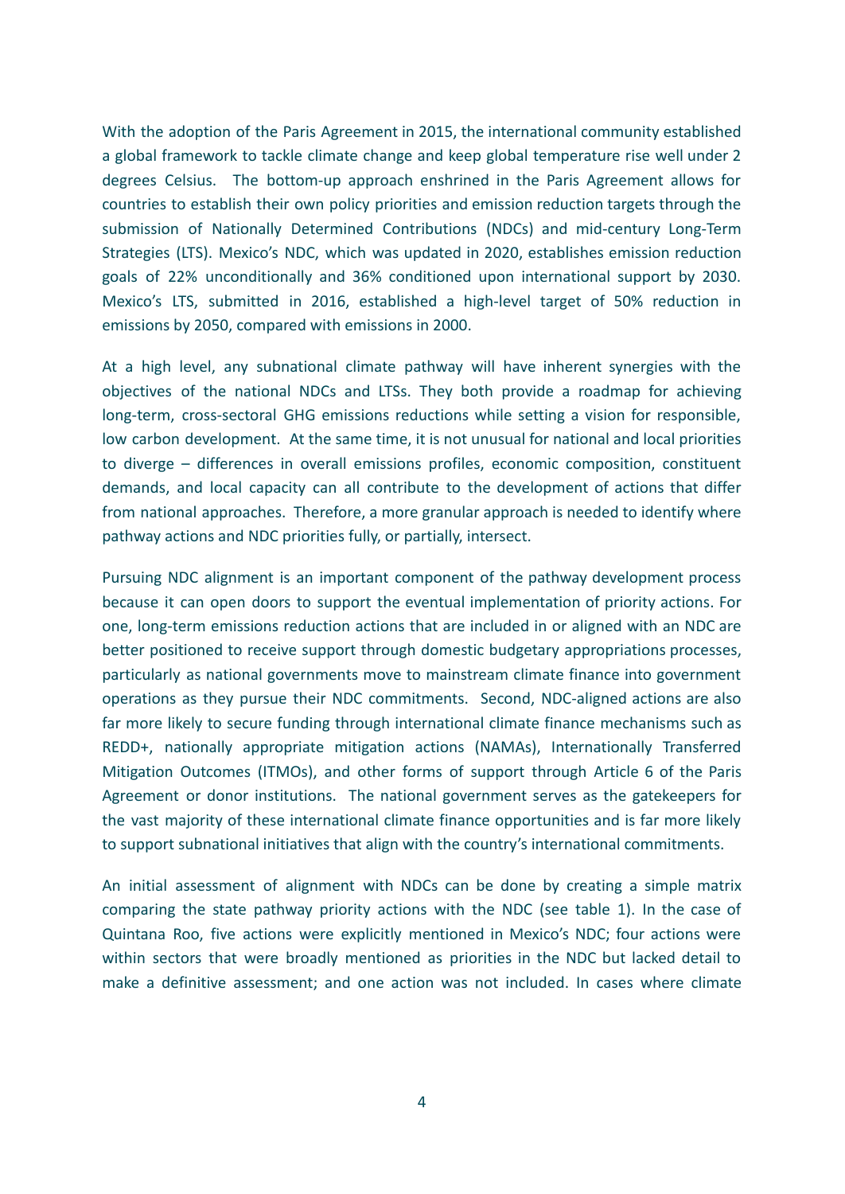With the adoption of the Paris Agreement in 2015, the international community established a global framework to tackle climate change and keep global temperature rise well under 2 degrees Celsius. The bottom-up approach enshrined in the Paris Agreement allows for countries to establish their own policy priorities and emission reduction targets through the submission of Nationally Determined Contributions (NDCs) and mid-century Long-Term Strategies (LTS). Mexico's NDC, which was updated in 2020, establishes emission reduction goals of 22% unconditionally and 36% conditioned upon international support by 2030. Mexico's LTS, submitted in 2016, established a high-level target of 50% reduction in emissions by 2050, compared with emissions in 2000.

At a high level, any subnational climate pathway will have inherent synergies with the objectives of the national NDCs and LTSs. They both provide a roadmap for achieving long-term, cross-sectoral GHG emissions reductions while setting a vision for responsible, low carbon development. At the same time, it is not unusual for national and local priorities to diverge – differences in overall emissions profiles, economic composition, constituent demands, and local capacity can all contribute to the development of actions that differ from national approaches. Therefore, a more granular approach is needed to identify where pathway actions and NDC priorities fully, or partially, intersect.

Pursuing NDC alignment is an important component of the pathway development process because it can open doors to support the eventual implementation of priority actions. For one, long-term emissions reduction actions that are included in or aligned with an NDC are better positioned to receive support through domestic budgetary appropriations processes, particularly as national governments move to mainstream climate finance into government operations as they pursue their NDC commitments. Second, NDC-aligned actions are also far more likely to secure funding through international climate finance mechanisms such as REDD+, nationally appropriate mitigation actions (NAMAs), Internationally Transferred Mitigation Outcomes (ITMOs), and other forms of support through Article 6 of the Paris Agreement or donor institutions. The national government serves as the gatekeepers for the vast majority of these international climate finance opportunities and is far more likely to support subnational initiatives that align with the country's international commitments.

An initial assessment of alignment with NDCs can be done by creating a simple matrix comparing the state pathway priority actions with the NDC (see table 1). In the case of Quintana Roo, five actions were explicitly mentioned in Mexico's NDC; four actions were within sectors that were broadly mentioned as priorities in the NDC but lacked detail to make a definitive assessment; and one action was not included. In cases where climate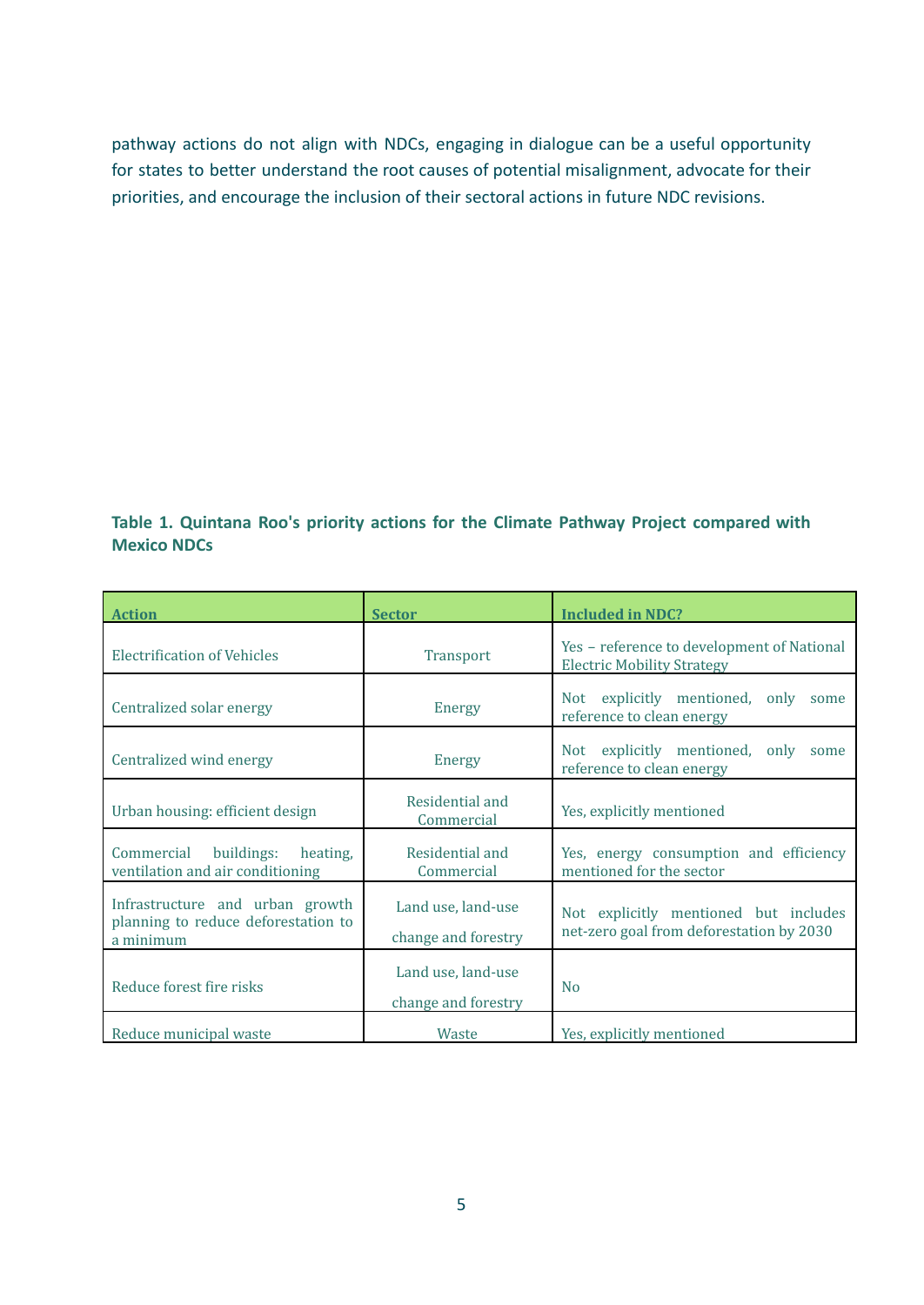pathway actions do not align with NDCs, engaging in dialogue can be a useful opportunity for states to better understand the root causes of potential misalignment, advocate for their priorities, and encourage the inclusion of their sectoral actions in future NDC revisions.

**Table 1. Quintana Roo's priority actions for the Climate Pathway Project compared with Mexico NDCs**

| Action | Sector | Included in NDC? |
| --- | --- | --- |
| Electrification of Vehicles | Transport | Yes – reference to development of National Electric Mobility Strategy |
| Centralized solar energy | Energy | Not explicitly mentioned, only some reference to clean energy |
| Centralized wind energy | Energy | Not explicitly mentioned, only some reference to clean energy |
| Urban housing: efficient design | Residential and Commercial | Yes, explicitly mentioned |
| Commercial buildings: heating, ventilation and air conditioning | Residential and Commercial | Yes, energy consumption and efficiency mentioned for the sector |
| Infrastructure and urban growth planning to reduce deforestation to a minimum | Land use, land-use change and forestry | Not explicitly mentioned but includes net-zero goal from deforestation by 2030 |
| Reduce forest fire risks | Land use, land-use change and forestry | No |
| Reduce municipal waste | Waste | Yes, explicitly mentioned |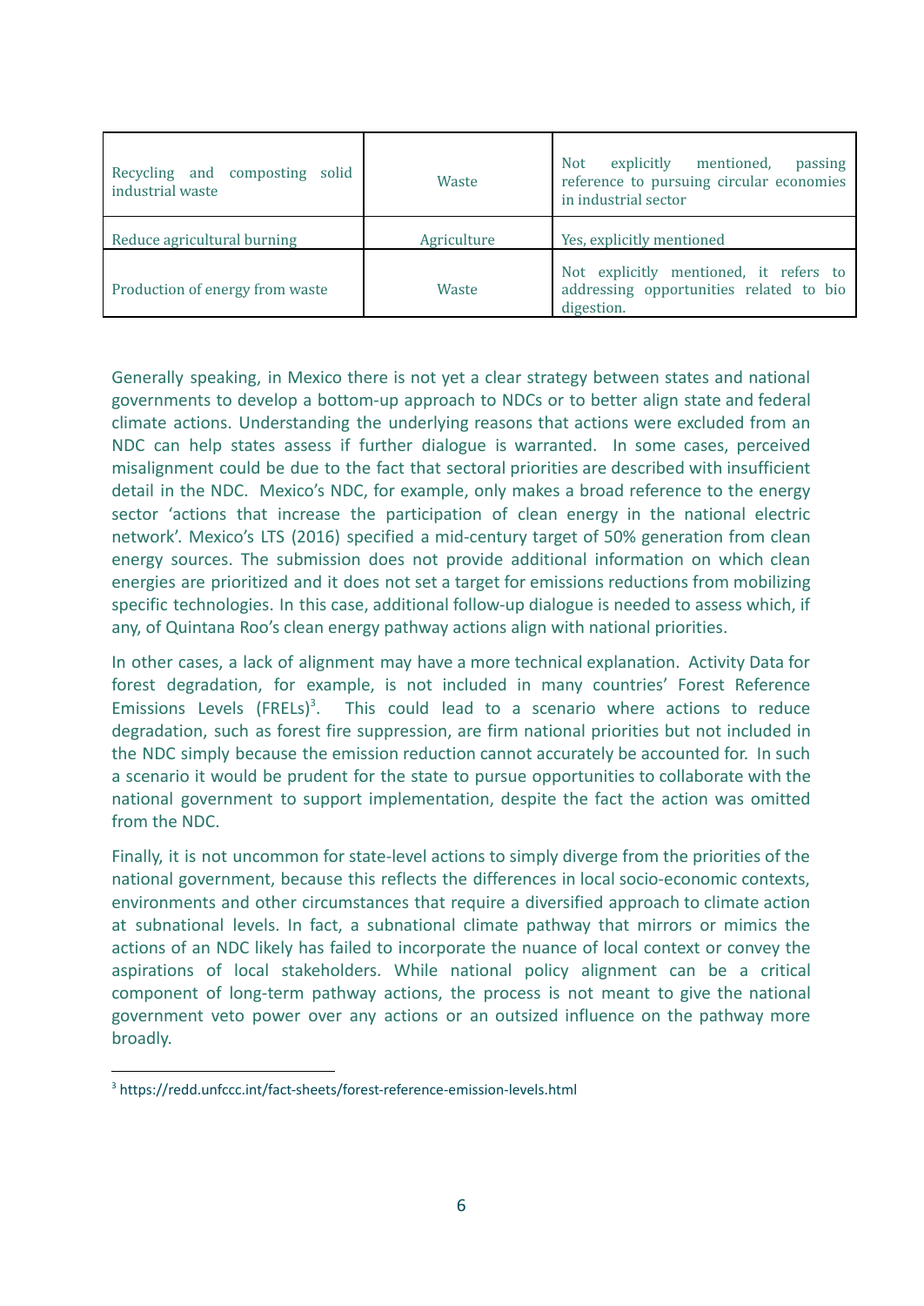| Recycling and composting solid industrial waste | Waste | Not explicitly mentioned, passing reference to pursuing circular economies in industrial sector |
|---|---|---|
| Reduce agricultural burning | Agriculture | Yes, explicitly mentioned |
| Production of energy from waste | Waste | Not explicitly mentioned, it refers to addressing opportunities related to bio digestion. |

Generally speaking, in Mexico there is not yet a clear strategy between states and national governments to develop a bottom-up approach to NDCs or to better align state and federal climate actions. Understanding the underlying reasons that actions were excluded from an NDC can help states assess if further dialogue is warranted. In some cases, perceived misalignment could be due to the fact that sectoral priorities are described with insufficient detail in the NDC. Mexico's NDC, for example, only makes a broad reference to the energy sector 'actions that increase the participation of clean energy in the national electric network'. Mexico's LTS (2016) specified a mid-century target of 50% generation from clean energy sources. The submission does not provide additional information on which clean energies are prioritized and it does not set a target for emissions reductions from mobilizing specific technologies. In this case, additional follow-up dialogue is needed to assess which, if any, of Quintana Roo's clean energy pathway actions align with national priorities.

In other cases, a lack of alignment may have a more technical explanation. Activity Data for forest degradation, for example, is not included in many countries' Forest Reference Emissions Levels (FRELs)[3]. This could lead to a scenario where actions to reduce degradation, such as forest fire suppression, are firm national priorities but not included in the NDC simply because the emission reduction cannot accurately be accounted for. In such a scenario it would be prudent for the state to pursue opportunities to collaborate with the national government to support implementation, despite the fact the action was omitted from the NDC.

Finally, it is not uncommon for state-level actions to simply diverge from the priorities of the national government, because this reflects the differences in local socio-economic contexts, environments and other circumstances that require a diversified approach to climate action at subnational levels. In fact, a subnational climate pathway that mirrors or mimics the actions of an NDC likely has failed to incorporate the nuance of local context or convey the aspirations of local stakeholders. While national policy alignment can be a critical component of long-term pathway actions, the process is not meant to give the national government veto power over any actions or an outsized influence on the pathway more broadly.

[3] https://redd.unfccc.int/fact-sheets/forest-reference-emission-levels.html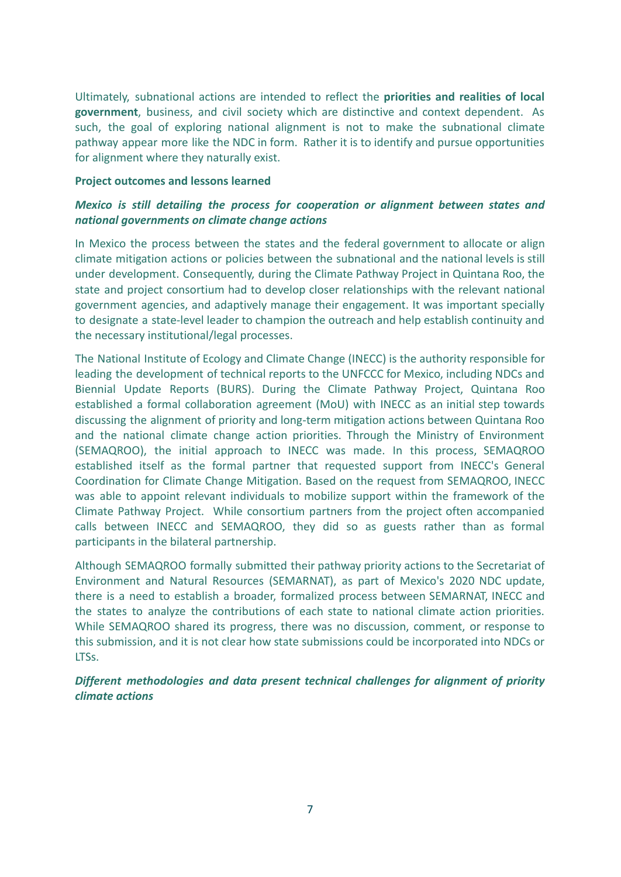Ultimately, subnational actions are intended to reflect the **priorities and realities of local government**, business, and civil society which are distinctive and context dependent. As such, the goal of exploring national alignment is not to make the subnational climate pathway appear more like the NDC in form. Rather it is to identify and pursue opportunities for alignment where they naturally exist.

**Project outcomes and lessons learned**

***Mexico is still detailing the process for cooperation or alignment between states and national governments on climate change actions***

In Mexico the process between the states and the federal government to allocate or align climate mitigation actions or policies between the subnational and the national levels is still under development. Consequently, during the Climate Pathway Project in Quintana Roo, the state and project consortium had to develop closer relationships with the relevant national government agencies, and adaptively manage their engagement. It was important specially to designate a state-level leader to champion the outreach and help establish continuity and the necessary institutional/legal processes.

The National Institute of Ecology and Climate Change (INECC) is the authority responsible for leading the development of technical reports to the UNFCCC for Mexico, including NDCs and Biennial Update Reports (BURS). During the Climate Pathway Project, Quintana Roo established a formal collaboration agreement (MoU) with INECC as an initial step towards discussing the alignment of priority and long-term mitigation actions between Quintana Roo and the national climate change action priorities. Through the Ministry of Environment (SEMAQROO), the initial approach to INECC was made. In this process, SEMAQROO established itself as the formal partner that requested support from INECC's General Coordination for Climate Change Mitigation. Based on the request from SEMAQROO, INECC was able to appoint relevant individuals to mobilize support within the framework of the Climate Pathway Project. While consortium partners from the project often accompanied calls between INECC and SEMAQROO, they did so as guests rather than as formal participants in the bilateral partnership.

Although SEMAQROO formally submitted their pathway priority actions to the Secretariat of Environment and Natural Resources (SEMARNAT), as part of Mexico's 2020 NDC update, there is a need to establish a broader, formalized process between SEMARNAT, INECC and the states to analyze the contributions of each state to national climate action priorities. While SEMAQROO shared its progress, there was no discussion, comment, or response to this submission, and it is not clear how state submissions could be incorporated into NDCs or LTSs.

***Different methodologies and data present technical challenges for alignment of priority climate actions***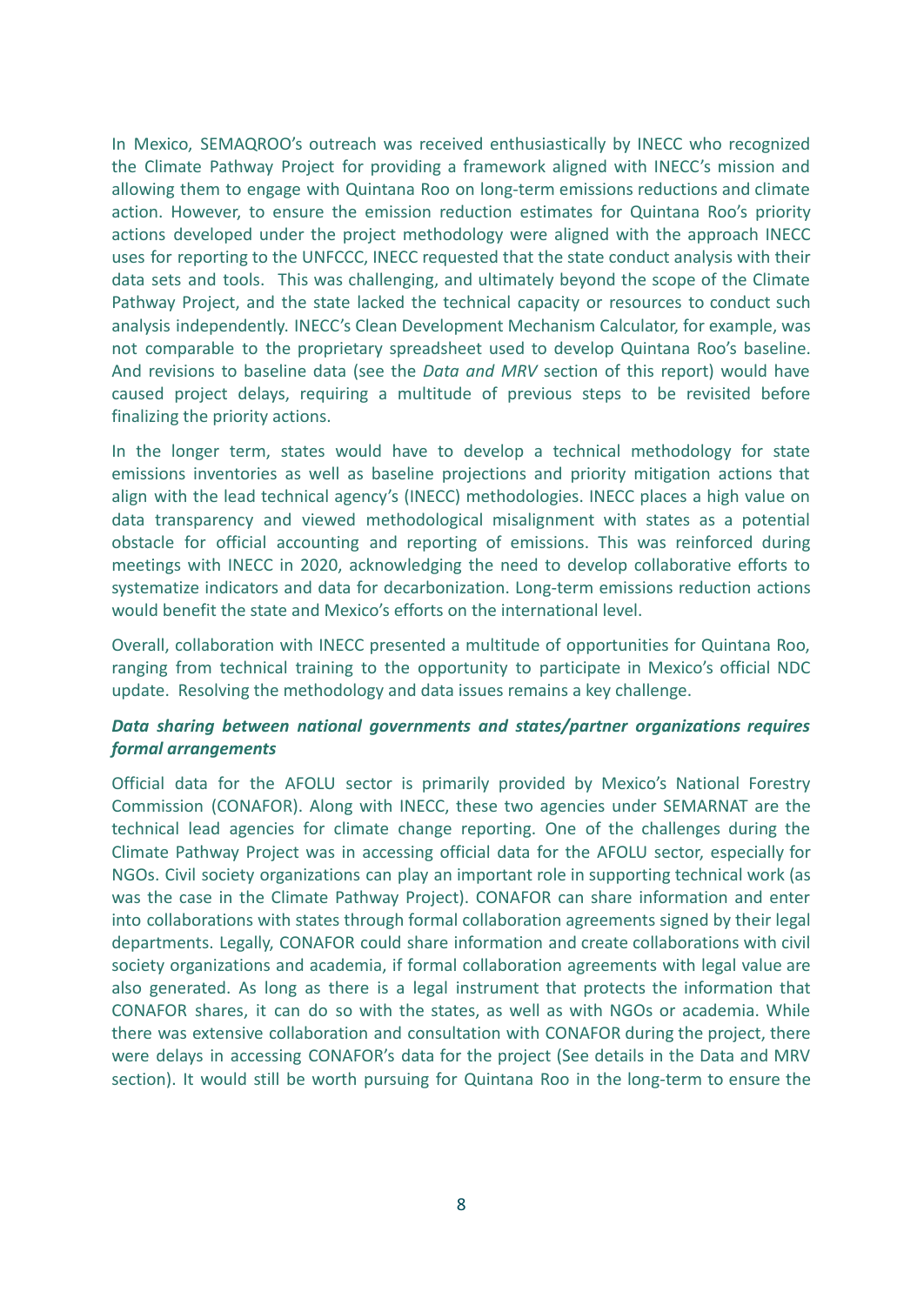In Mexico, SEMAQROO's outreach was received enthusiastically by INECC who recognized the Climate Pathway Project for providing a framework aligned with INECC's mission and allowing them to engage with Quintana Roo on long-term emissions reductions and climate action. However, to ensure the emission reduction estimates for Quintana Roo's priority actions developed under the project methodology were aligned with the approach INECC uses for reporting to the UNFCCC, INECC requested that the state conduct analysis with their data sets and tools. This was challenging, and ultimately beyond the scope of the Climate Pathway Project, and the state lacked the technical capacity or resources to conduct such analysis independently. INECC's Clean Development Mechanism Calculator, for example, was not comparable to the proprietary spreadsheet used to develop Quintana Roo's baseline. And revisions to baseline data (see the *Data and MRV* section of this report) would have caused project delays, requiring a multitude of previous steps to be revisited before finalizing the priority actions.

In the longer term, states would have to develop a technical methodology for state emissions inventories as well as baseline projections and priority mitigation actions that align with the lead technical agency's (INECC) methodologies. INECC places a high value on data transparency and viewed methodological misalignment with states as a potential obstacle for official accounting and reporting of emissions. This was reinforced during meetings with INECC in 2020, acknowledging the need to develop collaborative efforts to systematize indicators and data for decarbonization. Long-term emissions reduction actions would benefit the state and Mexico's efforts on the international level.

Overall, collaboration with INECC presented a multitude of opportunities for Quintana Roo, ranging from technical training to the opportunity to participate in Mexico's official NDC update. Resolving the methodology and data issues remains a key challenge.

***Data sharing between national governments and states/partner organizations requires formal arrangements***

Official data for the AFOLU sector is primarily provided by Mexico's National Forestry Commission (CONAFOR). Along with INECC, these two agencies under SEMARNAT are the technical lead agencies for climate change reporting. One of the challenges during the Climate Pathway Project was in accessing official data for the AFOLU sector, especially for NGOs. Civil society organizations can play an important role in supporting technical work (as was the case in the Climate Pathway Project). CONAFOR can share information and enter into collaborations with states through formal collaboration agreements signed by their legal departments. Legally, CONAFOR could share information and create collaborations with civil society organizations and academia, if formal collaboration agreements with legal value are also generated. As long as there is a legal instrument that protects the information that CONAFOR shares, it can do so with the states, as well as with NGOs or academia. While there was extensive collaboration and consultation with CONAFOR during the project, there were delays in accessing CONAFOR's data for the project (See details in the Data and MRV section). It would still be worth pursuing for Quintana Roo in the long-term to ensure the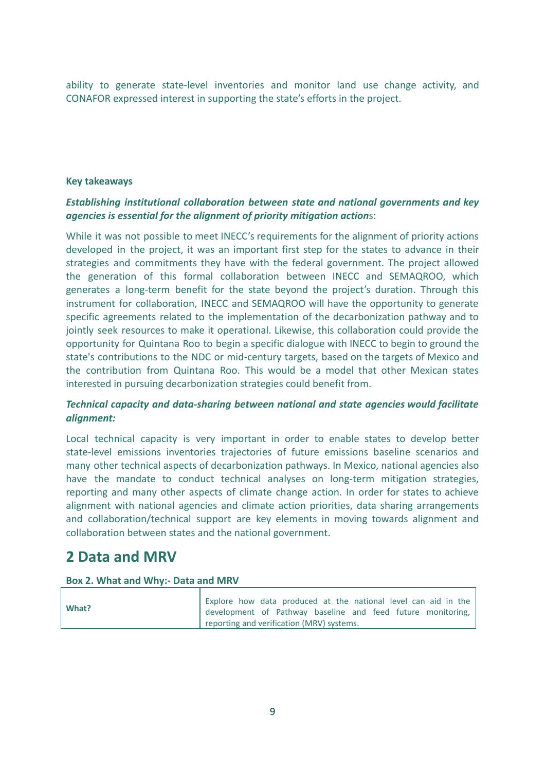ability to generate state-level inventories and monitor land use change activity, and CONAFOR expressed interest in supporting the state's efforts in the project.

**Key takeaways**

***Establishing institutional collaboration between state and national governments and key agencies is essential for the alignment of priority mitigation action***s:

While it was not possible to meet INECC's requirements for the alignment of priority actions developed in the project, it was an important first step for the states to advance in their strategies and commitments they have with the federal government. The project allowed the generation of this formal collaboration between INECC and SEMAQROO, which generates a long-term benefit for the state beyond the project's duration. Through this instrument for collaboration, INECC and SEMAQROO will have the opportunity to generate specific agreements related to the implementation of the decarbonization pathway and to jointly seek resources to make it operational. Likewise, this collaboration could provide the opportunity for Quintana Roo to begin a specific dialogue with INECC to begin to ground the state's contributions to the NDC or mid-century targets, based on the targets of Mexico and the contribution from Quintana Roo. This would be a model that other Mexican states interested in pursuing decarbonization strategies could benefit from.

***Technical capacity and data-sharing between national and state agencies would facilitate alignment:***

Local technical capacity is very important in order to enable states to develop better state-level emissions inventories trajectories of future emissions baseline scenarios and many other technical aspects of decarbonization pathways. In Mexico, national agencies also have the mandate to conduct technical analyses on long-term mitigation strategies, reporting and many other aspects of climate change action. In order for states to achieve alignment with national agencies and climate action priorities, data sharing arrangements and collaboration/technical support are key elements in moving towards alignment and collaboration between states and the national government.

# 2 Data and MRV

**Box 2. What and Why:- Data and MRV**

| | |
|---|---|
| **What?** | Explore how data produced at the national level can aid in the development of Pathway baseline and feed future monitoring, reporting and verification (MRV) systems. |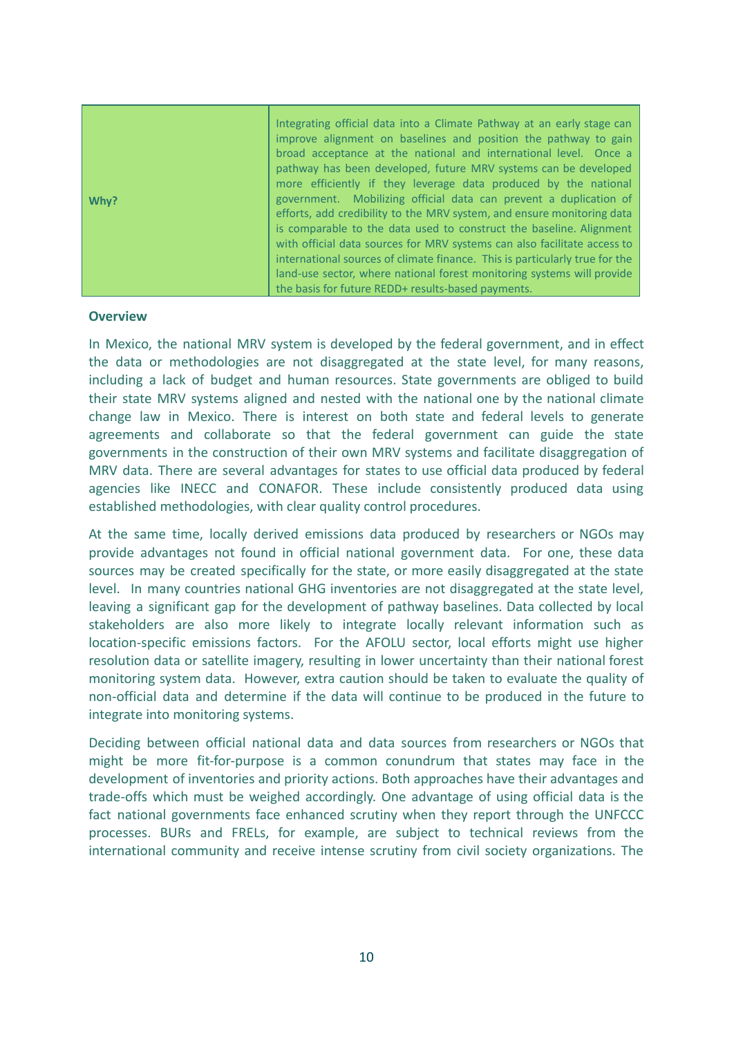| **Why?** | Integrating official data into a Climate Pathway at an early stage can improve alignment on baselines and position the pathway to gain broad acceptance at the national and international level. Once a pathway has been developed, future MRV systems can be developed more efficiently if they leverage data produced by the national government. Mobilizing official data can prevent a duplication of efforts, add credibility to the MRV system, and ensure monitoring data is comparable to the data used to construct the baseline. Alignment with official data sources for MRV systems can also facilitate access to international sources of climate finance. This is particularly true for the land-use sector, where national forest monitoring systems will provide the basis for future REDD+ results-based payments. |
|---|---|

**Overview**

In Mexico, the national MRV system is developed by the federal government, and in effect the data or methodologies are not disaggregated at the state level, for many reasons, including a lack of budget and human resources. State governments are obliged to build their state MRV systems aligned and nested with the national one by the national climate change law in Mexico. There is interest on both state and federal levels to generate agreements and collaborate so that the federal government can guide the state governments in the construction of their own MRV systems and facilitate disaggregation of MRV data. There are several advantages for states to use official data produced by federal agencies like INECC and CONAFOR. These include consistently produced data using established methodologies, with clear quality control procedures.

At the same time, locally derived emissions data produced by researchers or NGOs may provide advantages not found in official national government data. For one, these data sources may be created specifically for the state, or more easily disaggregated at the state level. In many countries national GHG inventories are not disaggregated at the state level, leaving a significant gap for the development of pathway baselines. Data collected by local stakeholders are also more likely to integrate locally relevant information such as location-specific emissions factors. For the AFOLU sector, local efforts might use higher resolution data or satellite imagery, resulting in lower uncertainty than their national forest monitoring system data. However, extra caution should be taken to evaluate the quality of non-official data and determine if the data will continue to be produced in the future to integrate into monitoring systems.

Deciding between official national data and data sources from researchers or NGOs that might be more fit-for-purpose is a common conundrum that states may face in the development of inventories and priority actions. Both approaches have their advantages and trade-offs which must be weighed accordingly. One advantage of using official data is the fact national governments face enhanced scrutiny when they report through the UNFCCC processes. BURs and FRELs, for example, are subject to technical reviews from the international community and receive intense scrutiny from civil society organizations. The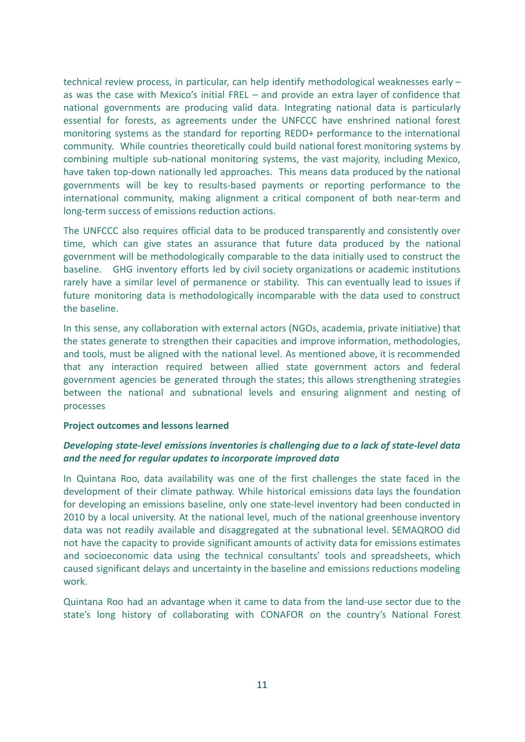technical review process, in particular, can help identify methodological weaknesses early – as was the case with Mexico's initial FREL – and provide an extra layer of confidence that national governments are producing valid data. Integrating national data is particularly essential for forests, as agreements under the UNFCCC have enshrined national forest monitoring systems as the standard for reporting REDD+ performance to the international community. While countries theoretically could build national forest monitoring systems by combining multiple sub-national monitoring systems, the vast majority, including Mexico, have taken top-down nationally led approaches. This means data produced by the national governments will be key to results-based payments or reporting performance to the international community, making alignment a critical component of both near-term and long-term success of emissions reduction actions.

The UNFCCC also requires official data to be produced transparently and consistently over time, which can give states an assurance that future data produced by the national government will be methodologically comparable to the data initially used to construct the baseline. GHG inventory efforts led by civil society organizations or academic institutions rarely have a similar level of permanence or stability. This can eventually lead to issues if future monitoring data is methodologically incomparable with the data used to construct the baseline.

In this sense, any collaboration with external actors (NGOs, academia, private initiative) that the states generate to strengthen their capacities and improve information, methodologies, and tools, must be aligned with the national level. As mentioned above, it is recommended that any interaction required between allied state government actors and federal government agencies be generated through the states; this allows strengthening strategies between the national and subnational levels and ensuring alignment and nesting of processes

**Project outcomes and lessons learned**

***Developing state-level emissions inventories is challenging due to a lack of state-level data and the need for regular updates to incorporate improved data***

In Quintana Roo, data availability was one of the first challenges the state faced in the development of their climate pathway. While historical emissions data lays the foundation for developing an emissions baseline, only one state-level inventory had been conducted in 2010 by a local university. At the national level, much of the national greenhouse inventory data was not readily available and disaggregated at the subnational level. SEMAQROO did not have the capacity to provide significant amounts of activity data for emissions estimates and socioeconomic data using the technical consultants' tools and spreadsheets, which caused significant delays and uncertainty in the baseline and emissions reductions modeling work.

Quintana Roo had an advantage when it came to data from the land-use sector due to the state's long history of collaborating with CONAFOR on the country's National Forest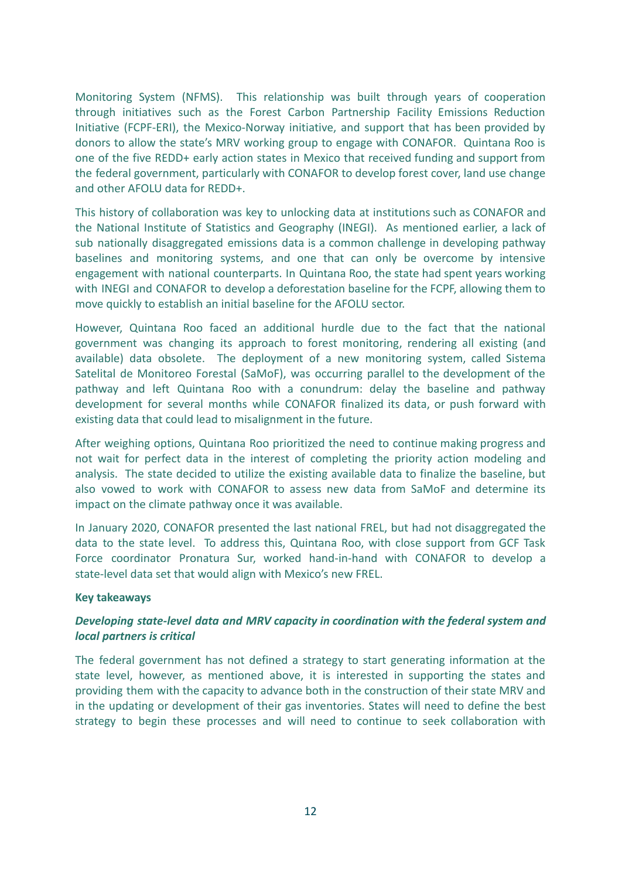Monitoring System (NFMS). This relationship was built through years of cooperation through initiatives such as the Forest Carbon Partnership Facility Emissions Reduction Initiative (FCPF-ERI), the Mexico-Norway initiative, and support that has been provided by donors to allow the state's MRV working group to engage with CONAFOR. Quintana Roo is one of the five REDD+ early action states in Mexico that received funding and support from the federal government, particularly with CONAFOR to develop forest cover, land use change and other AFOLU data for REDD+.

This history of collaboration was key to unlocking data at institutions such as CONAFOR and the National Institute of Statistics and Geography (INEGI). As mentioned earlier, a lack of sub nationally disaggregated emissions data is a common challenge in developing pathway baselines and monitoring systems, and one that can only be overcome by intensive engagement with national counterparts. In Quintana Roo, the state had spent years working with INEGI and CONAFOR to develop a deforestation baseline for the FCPF, allowing them to move quickly to establish an initial baseline for the AFOLU sector.

However, Quintana Roo faced an additional hurdle due to the fact that the national government was changing its approach to forest monitoring, rendering all existing (and available) data obsolete. The deployment of a new monitoring system, called Sistema Satelital de Monitoreo Forestal (SaMoF), was occurring parallel to the development of the pathway and left Quintana Roo with a conundrum: delay the baseline and pathway development for several months while CONAFOR finalized its data, or push forward with existing data that could lead to misalignment in the future.

After weighing options, Quintana Roo prioritized the need to continue making progress and not wait for perfect data in the interest of completing the priority action modeling and analysis. The state decided to utilize the existing available data to finalize the baseline, but also vowed to work with CONAFOR to assess new data from SaMoF and determine its impact on the climate pathway once it was available.

In January 2020, CONAFOR presented the last national FREL, but had not disaggregated the data to the state level. To address this, Quintana Roo, with close support from GCF Task Force coordinator Pronatura Sur, worked hand-in-hand with CONAFOR to develop a state-level data set that would align with Mexico's new FREL.

**Key takeaways**

***Developing state-level data and MRV capacity in coordination with the federal system and local partners is critical***

The federal government has not defined a strategy to start generating information at the state level, however, as mentioned above, it is interested in supporting the states and providing them with the capacity to advance both in the construction of their state MRV and in the updating or development of their gas inventories. States will need to define the best strategy to begin these processes and will need to continue to seek collaboration with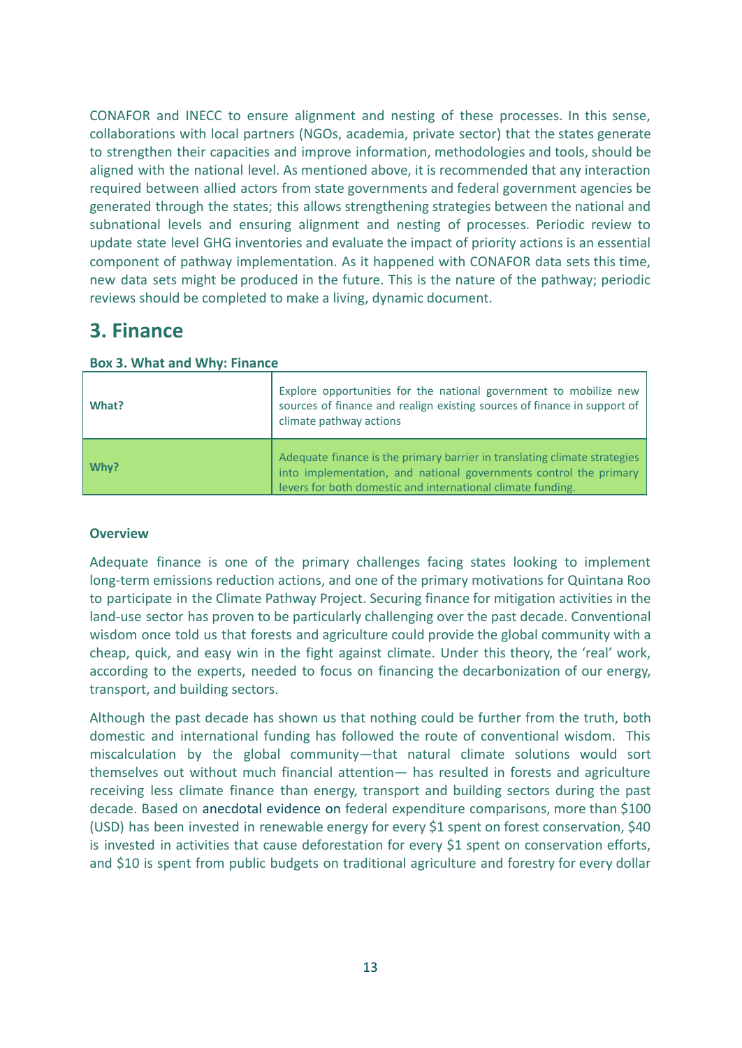CONAFOR and INECC to ensure alignment and nesting of these processes. In this sense, collaborations with local partners (NGOs, academia, private sector) that the states generate to strengthen their capacities and improve information, methodologies and tools, should be aligned with the national level. As mentioned above, it is recommended that any interaction required between allied actors from state governments and federal government agencies be generated through the states; this allows strengthening strategies between the national and subnational levels and ensuring alignment and nesting of processes. Periodic review to update state level GHG inventories and evaluate the impact of priority actions is an essential component of pathway implementation. As it happened with CONAFOR data sets this time, new data sets might be produced in the future. This is the nature of the pathway; periodic reviews should be completed to make a living, dynamic document.

# 3. Finance

**Box 3. What and Why: Finance**

| | |
|---|---|
| **What?** | Explore opportunities for the national government to mobilize new sources of finance and realign existing sources of finance in support of climate pathway actions |
| **Why?** | Adequate finance is the primary barrier in translating climate strategies into implementation, and national governments control the primary levers for both domestic and international climate funding. |

**Overview**

Adequate finance is one of the primary challenges facing states looking to implement long-term emissions reduction actions, and one of the primary motivations for Quintana Roo to participate in the Climate Pathway Project. Securing finance for mitigation activities in the land-use sector has proven to be particularly challenging over the past decade. Conventional wisdom once told us that forests and agriculture could provide the global community with a cheap, quick, and easy win in the fight against climate. Under this theory, the 'real' work, according to the experts, needed to focus on financing the decarbonization of our energy, transport, and building sectors.

Although the past decade has shown us that nothing could be further from the truth, both domestic and international funding has followed the route of conventional wisdom. This miscalculation by the global community—that natural climate solutions would sort themselves out without much financial attention— has resulted in forests and agriculture receiving less climate finance than energy, transport and building sectors during the past decade. Based on anecdotal evidence on federal expenditure comparisons, more than $100 (USD) has been invested in renewable energy for every $1 spent on forest conservation, $40 is invested in activities that cause deforestation for every $1 spent on conservation efforts, and $10 is spent from public budgets on traditional agriculture and forestry for every dollar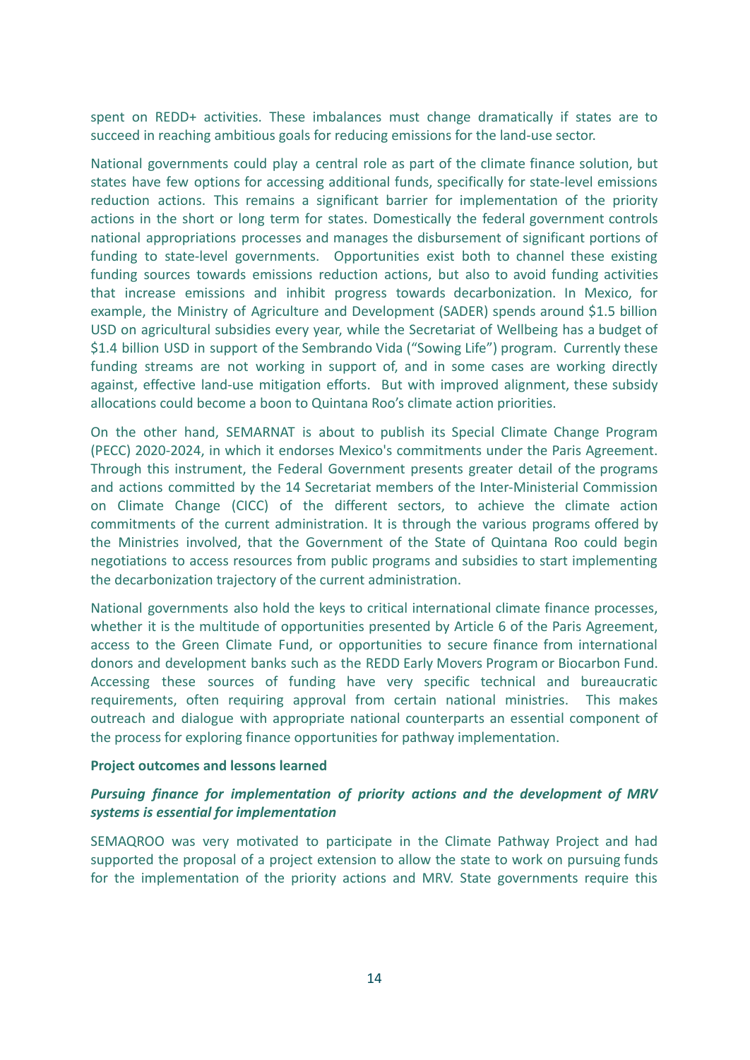spent on REDD+ activities. These imbalances must change dramatically if states are to succeed in reaching ambitious goals for reducing emissions for the land-use sector.

National governments could play a central role as part of the climate finance solution, but states have few options for accessing additional funds, specifically for state-level emissions reduction actions. This remains a significant barrier for implementation of the priority actions in the short or long term for states. Domestically the federal government controls national appropriations processes and manages the disbursement of significant portions of funding to state-level governments. Opportunities exist both to channel these existing funding sources towards emissions reduction actions, but also to avoid funding activities that increase emissions and inhibit progress towards decarbonization. In Mexico, for example, the Ministry of Agriculture and Development (SADER) spends around $1.5 billion USD on agricultural subsidies every year, while the Secretariat of Wellbeing has a budget of $1.4 billion USD in support of the Sembrando Vida ("Sowing Life") program. Currently these funding streams are not working in support of, and in some cases are working directly against, effective land-use mitigation efforts. But with improved alignment, these subsidy allocations could become a boon to Quintana Roo's climate action priorities.

On the other hand, SEMARNAT is about to publish its Special Climate Change Program (PECC) 2020-2024, in which it endorses Mexico's commitments under the Paris Agreement. Through this instrument, the Federal Government presents greater detail of the programs and actions committed by the 14 Secretariat members of the Inter-Ministerial Commission on Climate Change (CICC) of the different sectors, to achieve the climate action commitments of the current administration. It is through the various programs offered by the Ministries involved, that the Government of the State of Quintana Roo could begin negotiations to access resources from public programs and subsidies to start implementing the decarbonization trajectory of the current administration.

National governments also hold the keys to critical international climate finance processes, whether it is the multitude of opportunities presented by Article 6 of the Paris Agreement, access to the Green Climate Fund, or opportunities to secure finance from international donors and development banks such as the REDD Early Movers Program or Biocarbon Fund. Accessing these sources of funding have very specific technical and bureaucratic requirements, often requiring approval from certain national ministries. This makes outreach and dialogue with appropriate national counterparts an essential component of the process for exploring finance opportunities for pathway implementation.

**Project outcomes and lessons learned**

***Pursuing finance for implementation of priority actions and the development of MRV systems is essential for implementation***

SEMAQROO was very motivated to participate in the Climate Pathway Project and had supported the proposal of a project extension to allow the state to work on pursuing funds for the implementation of the priority actions and MRV. State governments require this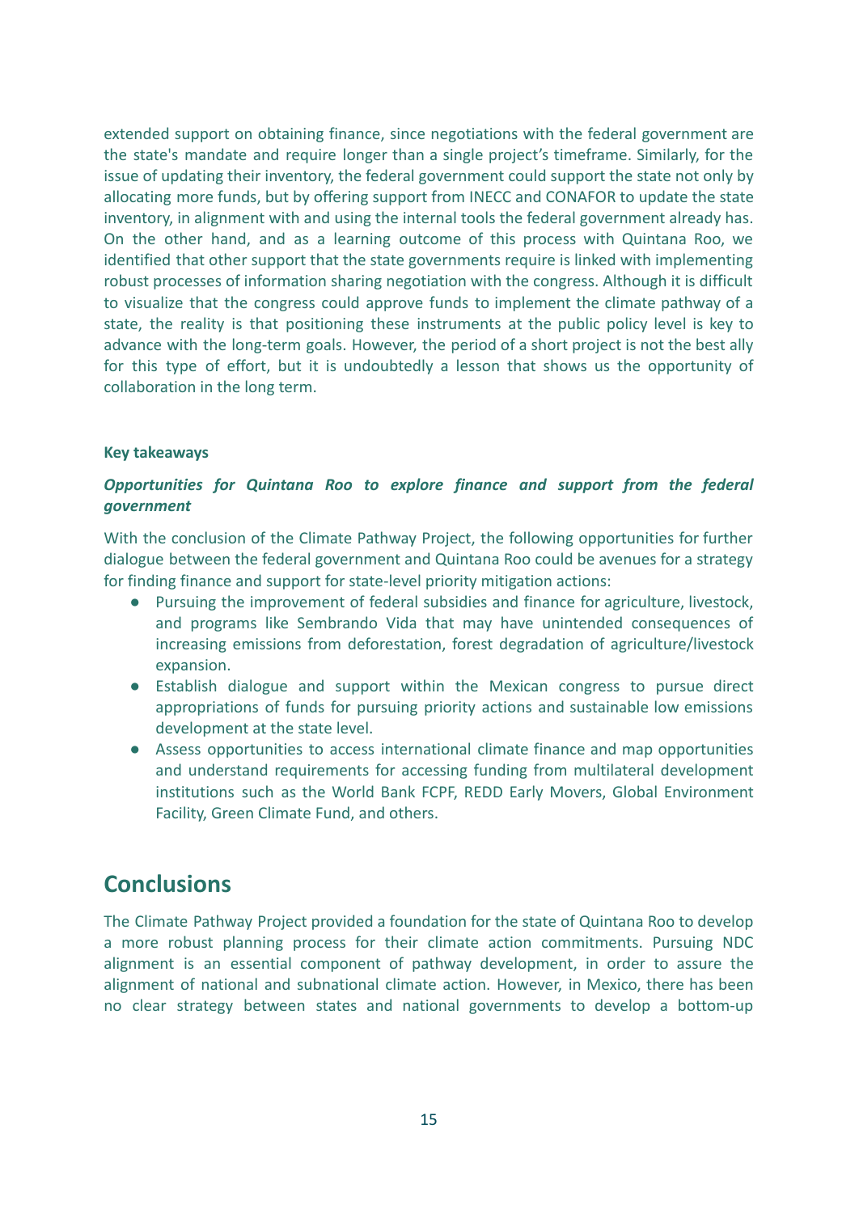extended support on obtaining finance, since negotiations with the federal government are the state's mandate and require longer than a single project's timeframe. Similarly, for the issue of updating their inventory, the federal government could support the state not only by allocating more funds, but by offering support from INECC and CONAFOR to update the state inventory, in alignment with and using the internal tools the federal government already has. On the other hand, and as a learning outcome of this process with Quintana Roo, we identified that other support that the state governments require is linked with implementing robust processes of information sharing negotiation with the congress. Although it is difficult to visualize that the congress could approve funds to implement the climate pathway of a state, the reality is that positioning these instruments at the public policy level is key to advance with the long-term goals. However, the period of a short project is not the best ally for this type of effort, but it is undoubtedly a lesson that shows us the opportunity of collaboration in the long term.

**Key takeaways**

***Opportunities for Quintana Roo to explore finance and support from the federal government***

With the conclusion of the Climate Pathway Project, the following opportunities for further dialogue between the federal government and Quintana Roo could be avenues for a strategy for finding finance and support for state-level priority mitigation actions:

- Pursuing the improvement of federal subsidies and finance for agriculture, livestock, and programs like Sembrando Vida that may have unintended consequences of increasing emissions from deforestation, forest degradation of agriculture/livestock expansion.
- Establish dialogue and support within the Mexican congress to pursue direct appropriations of funds for pursuing priority actions and sustainable low emissions development at the state level.
- Assess opportunities to access international climate finance and map opportunities and understand requirements for accessing funding from multilateral development institutions such as the World Bank FCPF, REDD Early Movers, Global Environment Facility, Green Climate Fund, and others.

## Conclusions

The Climate Pathway Project provided a foundation for the state of Quintana Roo to develop a more robust planning process for their climate action commitments. Pursuing NDC alignment is an essential component of pathway development, in order to assure the alignment of national and subnational climate action. However, in Mexico, there has been no clear strategy between states and national governments to develop a bottom-up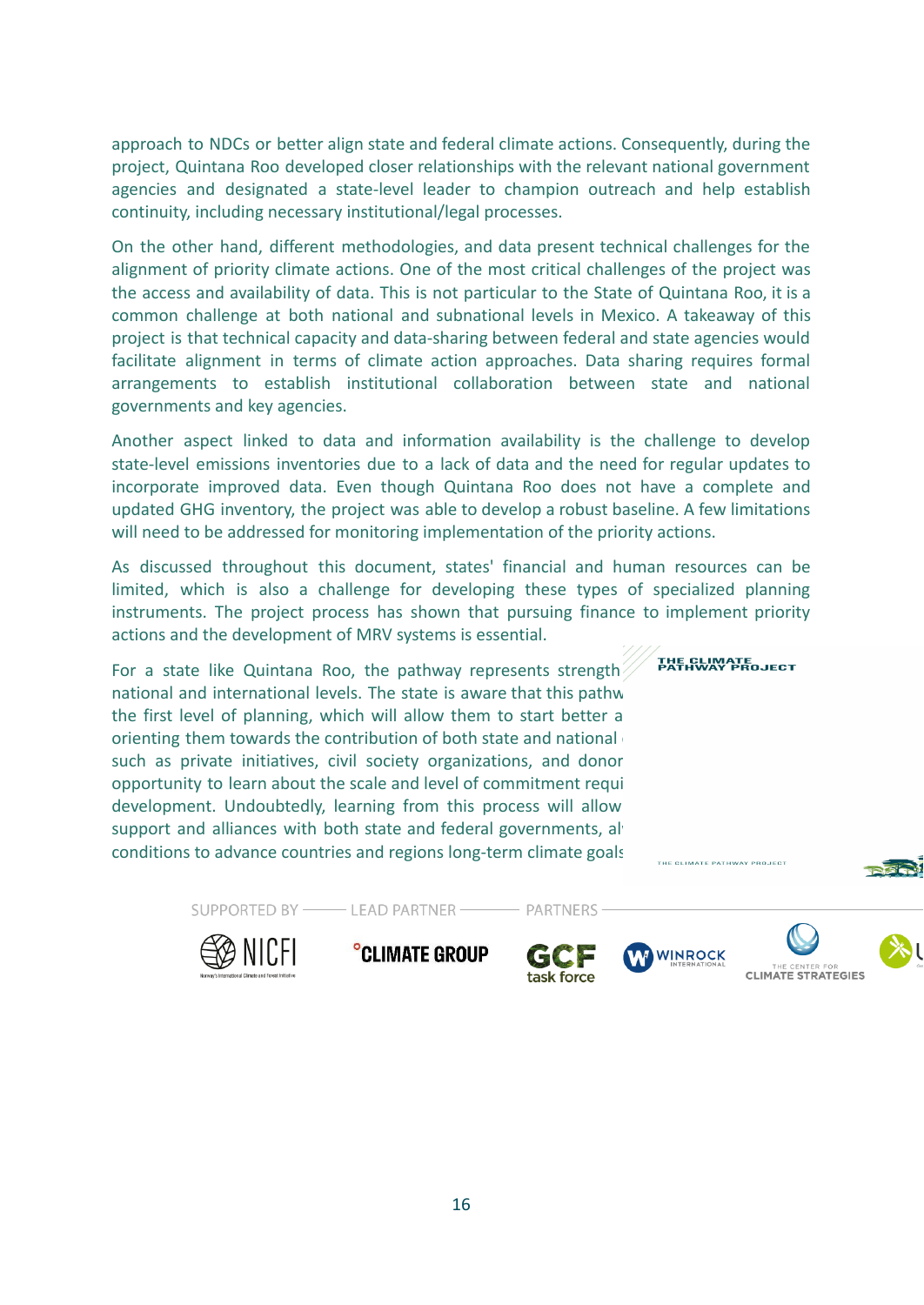approach to NDCs or better align state and federal climate actions. Consequently, during the project, Quintana Roo developed closer relationships with the relevant national government agencies and designated a state-level leader to champion outreach and help establish continuity, including necessary institutional/legal processes.

On the other hand, different methodologies, and data present technical challenges for the alignment of priority climate actions. One of the most critical challenges of the project was the access and availability of data. This is not particular to the State of Quintana Roo, it is a common challenge at both national and subnational levels in Mexico. A takeaway of this project is that technical capacity and data-sharing between federal and state agencies would facilitate alignment in terms of climate action approaches. Data sharing requires formal arrangements to establish institutional collaboration between state and national governments and key agencies.

Another aspect linked to data and information availability is the challenge to develop state-level emissions inventories due to a lack of data and the need for regular updates to incorporate improved data. Even though Quintana Roo does not have a complete and updated GHG inventory, the project was able to develop a robust baseline. A few limitations will need to be addressed for monitoring implementation of the priority actions.

As discussed throughout this document, states' financial and human resources can be limited, which is also a challenge for developing these types of specialized planning instruments. The project process has shown that pursuing finance to implement priority actions and the development of MRV systems is essential.

For a state like Quintana Roo, the pathway represents strength national and international levels. The state is aware that this pathw the first level of planning, which will allow them to start better a orienting them towards the contribution of both state and national such as private initiatives, civil society organizations, and donor opportunity to learn about the scale and level of commitment requi development. Undoubtedly, learning from this process will allow support and alliances with both state and federal governments, al conditions to advance countries and regions long-term climate goals

THE CLIMATE PATHWAY PROJECT

SUPPORTED BY — LEAD PARTNER — PARTNERS

NICFI
CLIMATE GROUP
GCF task force
WINROCK INTERNATIONAL
THE CENTER FOR CLIMATE STRATEGIES